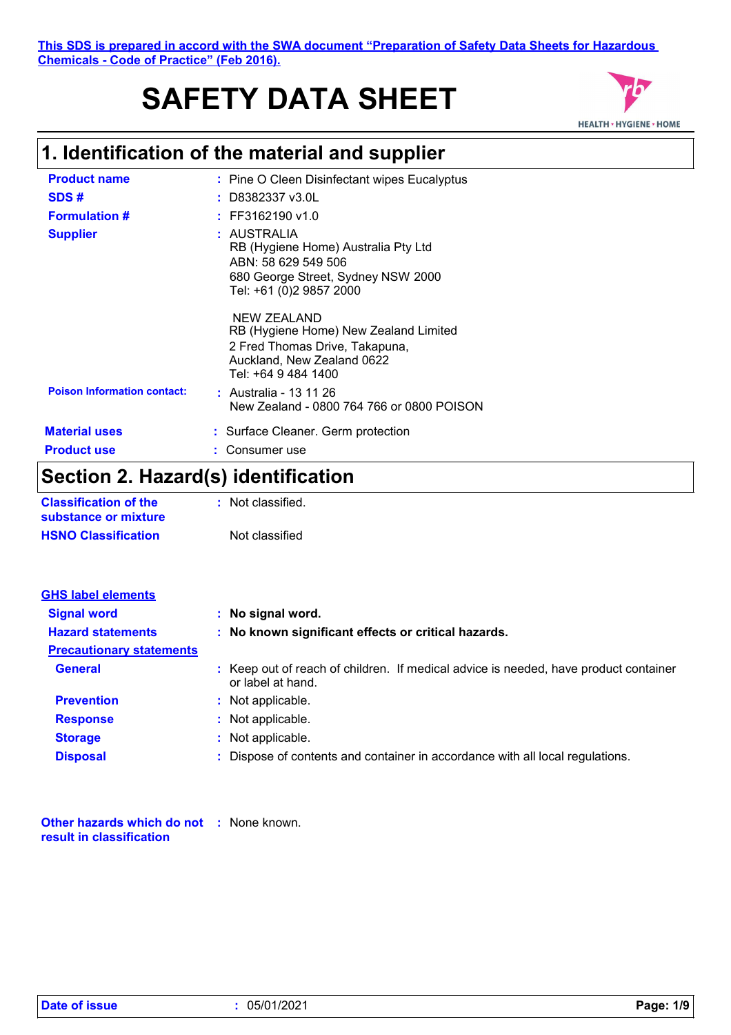This SDS is prepared in accord with the SWA document "Preparation of Safety Data Sheets for Hazardous Chemicals - Code of Practice" (Feb 2016).

# SAFETY DATA SHEET

## 1. Identification of the material and supplier

**Product name** : Pine O Cleen Disinfectant wipes Eucalyptus

**SDS #** : D8382337 v3.0L

**Formulation #** : FF3162190 v1.0

**Supplier** : AUSTRALIA
RB (Hygiene Home) Australia Pty Ltd
ABN: 58 629 549 506
680 George Street, Sydney NSW 2000
Tel: +61 (0)2 9857 2000

NEW ZEALAND
RB (Hygiene Home) New Zealand Limited
2 Fred Thomas Drive, Takapuna,
Auckland, New Zealand 0622
Tel: +64 9 484 1400

**Poison Information contact:** : Australia - 13 11 26
New Zealand - 0800 764 766 or 0800 POISON

**Material uses** : Surface Cleaner. Germ protection

**Product use** : Consumer use

## Section 2. Hazard(s) identification

**Classification of the substance or mixture** : Not classified.

**HSNO Classification** Not classified

**GHS label elements**

**Signal word** : **No signal word.**

**Hazard statements** : **No known significant effects or critical hazards.**

**Precautionary statements**

**General** : Keep out of reach of children. If medical advice is needed, have product container or label at hand.

**Prevention** : Not applicable.

**Response** : Not applicable.

**Storage** : Not applicable.

**Disposal** : Dispose of contents and container in accordance with all local regulations.

**Other hazards which do not result in classification** : None known.

**Date of issue** : 05/01/2021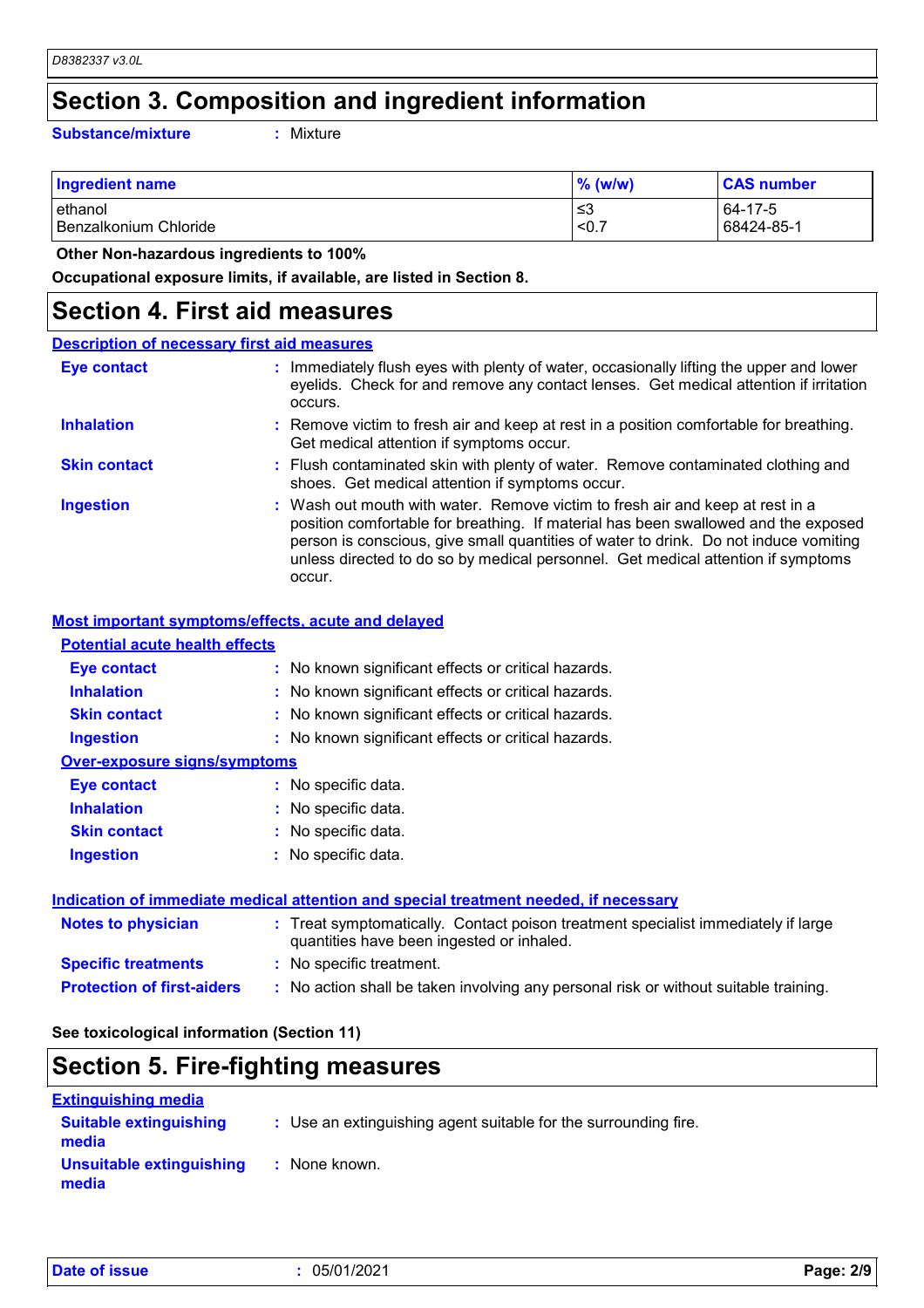## Section 3. Composition and ingredient information

**Substance/mixture** : Mixture

| Ingredient name | % (w/w) | CAS number |
|---|---|---|
| ethanol | ≤3 | 64-17-5 |
| Benzalkonium Chloride | <0.7 | 68424-85-1 |

**Other Non-hazardous ingredients to 100%**

**Occupational exposure limits, if available, are listed in Section 8.**

## Section 4. First aid measures

### Description of necessary first aid measures

**Eye contact** : Immediately flush eyes with plenty of water, occasionally lifting the upper and lower eyelids. Check for and remove any contact lenses. Get medical attention if irritation occurs.

**Inhalation** : Remove victim to fresh air and keep at rest in a position comfortable for breathing. Get medical attention if symptoms occur.

**Skin contact** : Flush contaminated skin with plenty of water. Remove contaminated clothing and shoes. Get medical attention if symptoms occur.

**Ingestion** : Wash out mouth with water. Remove victim to fresh air and keep at rest in a position comfortable for breathing. If material has been swallowed and the exposed person is conscious, give small quantities of water to drink. Do not induce vomiting unless directed to do so by medical personnel. Get medical attention if symptoms occur.

### Most important symptoms/effects, acute and delayed

**Potential acute health effects**

**Eye contact** : No known significant effects or critical hazards.

**Inhalation** : No known significant effects or critical hazards.

**Skin contact** : No known significant effects or critical hazards.

**Ingestion** : No known significant effects or critical hazards.

**Over-exposure signs/symptoms**

**Eye contact** : No specific data.

**Inhalation** : No specific data.

**Skin contact** : No specific data.

**Ingestion** : No specific data.

### Indication of immediate medical attention and special treatment needed, if necessary

**Notes to physician** : Treat symptomatically. Contact poison treatment specialist immediately if large quantities have been ingested or inhaled.

**Specific treatments** : No specific treatment.

**Protection of first-aiders** : No action shall be taken involving any personal risk or without suitable training.

**See toxicological information (Section 11)**

## Section 5. Fire-fighting measures

### Extinguishing media

**Suitable extinguishing media** : Use an extinguishing agent suitable for the surrounding fire.

**Unsuitable extinguishing media** : None known.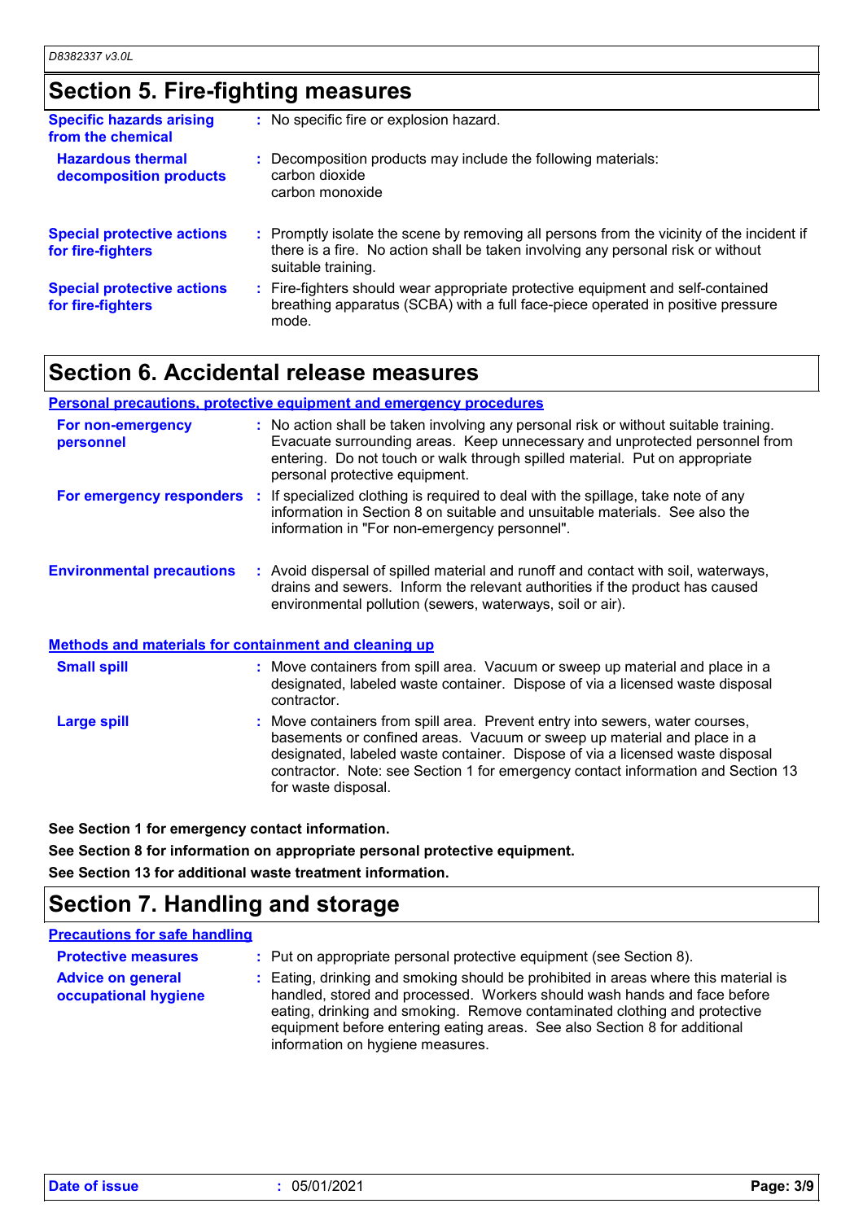## Section 5. Fire-fighting measures

| | |
|---|---|
| **Specific hazards arising from the chemical** | : No specific fire or explosion hazard. |
| **Hazardous thermal decomposition products** | : Decomposition products may include the following materials: carbon dioxide carbon monoxide |
| **Special protective actions for fire-fighters** | : Promptly isolate the scene by removing all persons from the vicinity of the incident if there is a fire. No action shall be taken involving any personal risk or without suitable training. |
| **Special protective actions for fire-fighters** | : Fire-fighters should wear appropriate protective equipment and self-contained breathing apparatus (SCBA) with a full face-piece operated in positive pressure mode. |

## Section 6. Accidental release measures

**Personal precautions, protective equipment and emergency procedures**

| | |
|---|---|
| **For non-emergency personnel** | : No action shall be taken involving any personal risk or without suitable training. Evacuate surrounding areas. Keep unnecessary and unprotected personnel from entering. Do not touch or walk through spilled material. Put on appropriate personal protective equipment. |
| **For emergency responders** | : If specialized clothing is required to deal with the spillage, take note of any information in Section 8 on suitable and unsuitable materials. See also the information in "For non-emergency personnel". |
| **Environmental precautions** | : Avoid dispersal of spilled material and runoff and contact with soil, waterways, drains and sewers. Inform the relevant authorities if the product has caused environmental pollution (sewers, waterways, soil or air). |

**Methods and materials for containment and cleaning up**

| | |
|---|---|
| **Small spill** | : Move containers from spill area. Vacuum or sweep up material and place in a designated, labeled waste container. Dispose of via a licensed waste disposal contractor. |
| **Large spill** | : Move containers from spill area. Prevent entry into sewers, water courses, basements or confined areas. Vacuum or sweep up material and place in a designated, labeled waste container. Dispose of via a licensed waste disposal contractor. Note: see Section 1 for emergency contact information and Section 13 for waste disposal. |

**See Section 1 for emergency contact information.**

**See Section 8 for information on appropriate personal protective equipment.**

**See Section 13 for additional waste treatment information.**

## Section 7. Handling and storage

**Precautions for safe handling**

| | |
|---|---|
| **Protective measures** | : Put on appropriate personal protective equipment (see Section 8). |
| **Advice on general occupational hygiene** | : Eating, drinking and smoking should be prohibited in areas where this material is handled, stored and processed. Workers should wash hands and face before eating, drinking and smoking. Remove contaminated clothing and protective equipment before entering eating areas. See also Section 8 for additional information on hygiene measures. |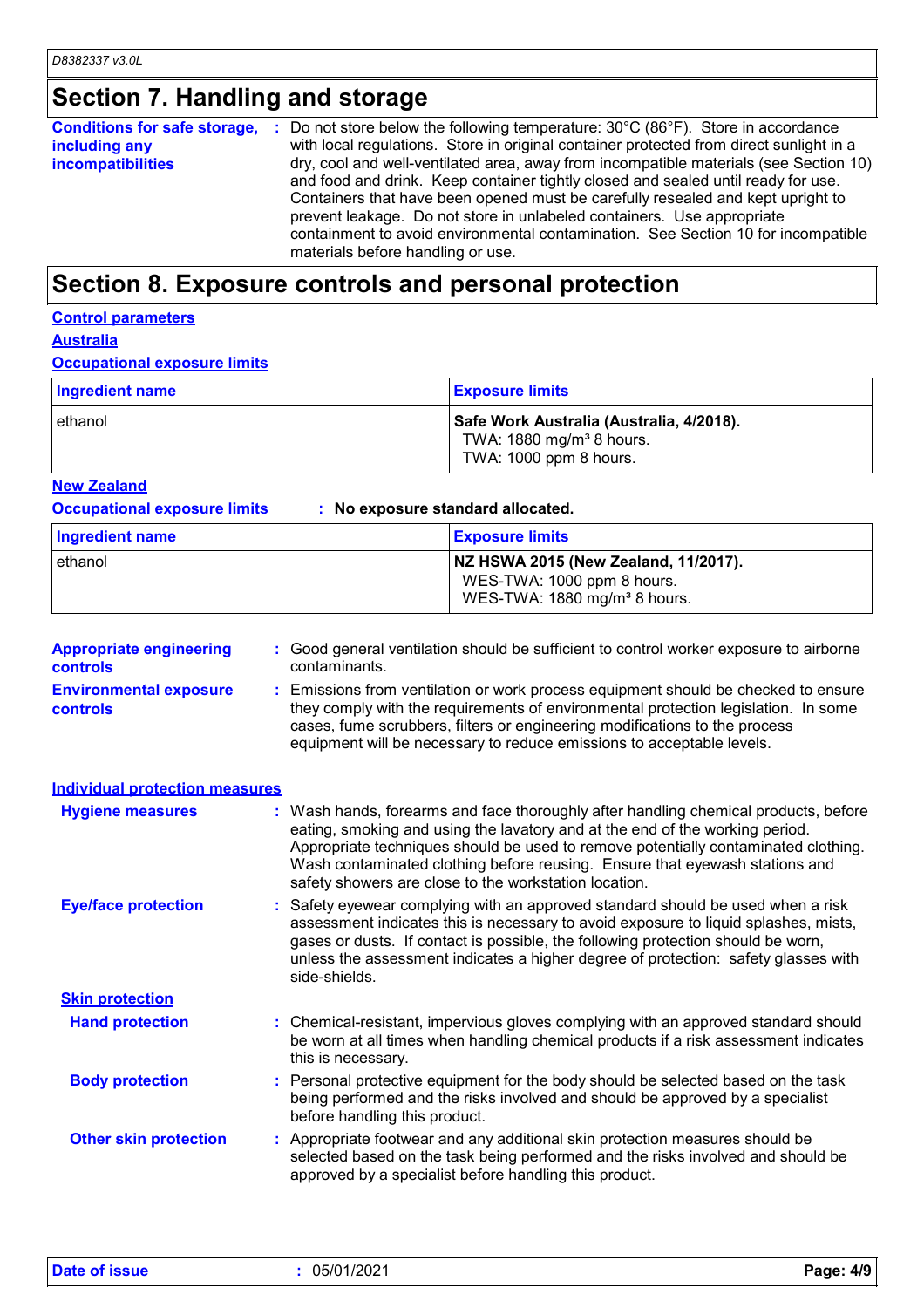## Section 7. Handling and storage

**Conditions for safe storage, including any incompatibilities** : Do not store below the following temperature: 30°C (86°F). Store in accordance with local regulations. Store in original container protected from direct sunlight in a dry, cool and well-ventilated area, away from incompatible materials (see Section 10) and food and drink. Keep container tightly closed and sealed until ready for use. Containers that have been opened must be carefully resealed and kept upright to prevent leakage. Do not store in unlabeled containers. Use appropriate containment to avoid environmental contamination. See Section 10 for incompatible materials before handling or use.

## Section 8. Exposure controls and personal protection

### Control parameters

### Australia

### Occupational exposure limits

| Ingredient name | Exposure limits |
|---|---|
| ethanol | **Safe Work Australia (Australia, 4/2018).**<br>TWA: 1880 mg/m³ 8 hours.<br>TWA: 1000 ppm 8 hours. |

### New Zealand

**Occupational exposure limits** : **No exposure standard allocated.**

| Ingredient name | Exposure limits |
|---|---|
| ethanol | **NZ HSWA 2015 (New Zealand, 11/2017).**<br>WES-TWA: 1000 ppm 8 hours.<br>WES-TWA: 1880 mg/m³ 8 hours. |

**Appropriate engineering controls** : Good general ventilation should be sufficient to control worker exposure to airborne contaminants.

**Environmental exposure controls** : Emissions from ventilation or work process equipment should be checked to ensure they comply with the requirements of environmental protection legislation. In some cases, fume scrubbers, filters or engineering modifications to the process equipment will be necessary to reduce emissions to acceptable levels.

### Individual protection measures

**Hygiene measures** : Wash hands, forearms and face thoroughly after handling chemical products, before eating, smoking and using the lavatory and at the end of the working period. Appropriate techniques should be used to remove potentially contaminated clothing. Wash contaminated clothing before reusing. Ensure that eyewash stations and safety showers are close to the workstation location.

**Eye/face protection** : Safety eyewear complying with an approved standard should be used when a risk assessment indicates this is necessary to avoid exposure to liquid splashes, mists, gases or dusts. If contact is possible, the following protection should be worn, unless the assessment indicates a higher degree of protection: safety glasses with side-shields.

**Skin protection**

**Hand protection** : Chemical-resistant, impervious gloves complying with an approved standard should be worn at all times when handling chemical products if a risk assessment indicates this is necessary.

**Body protection** : Personal protective equipment for the body should be selected based on the task being performed and the risks involved and should be approved by a specialist before handling this product.

**Other skin protection** : Appropriate footwear and any additional skin protection measures should be selected based on the task being performed and the risks involved and should be approved by a specialist before handling this product.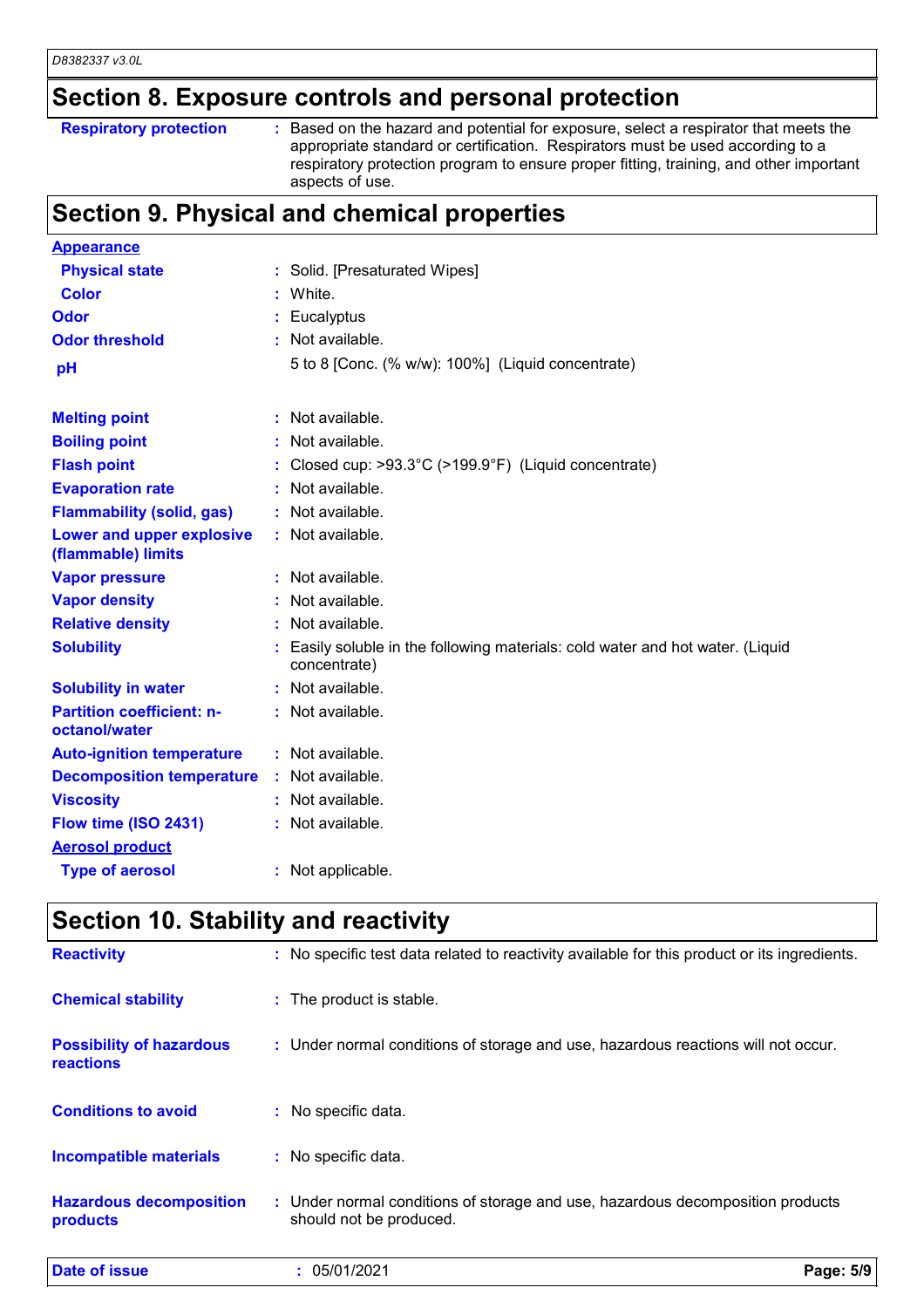## Section 8. Exposure controls and personal protection

| | |
|---|---|
| **Respiratory protection** | : Based on the hazard and potential for exposure, select a respirator that meets the appropriate standard or certification. Respirators must be used according to a respiratory protection program to ensure proper fitting, training, and other important aspects of use. |

## Section 9. Physical and chemical properties

**Appearance**

| | |
|---|---|
| **Physical state** | : Solid. [Presaturated Wipes] |
| **Color** | : White. |
| **Odor** | : Eucalyptus |
| **Odor threshold** | : Not available. |
| **pH** | 5 to 8 [Conc. (% w/w): 100%] (Liquid concentrate) |
| **Melting point** | : Not available. |
| **Boiling point** | : Not available. |
| **Flash point** | : Closed cup: >93.3°C (>199.9°F) (Liquid concentrate) |
| **Evaporation rate** | : Not available. |
| **Flammability (solid, gas)** | : Not available. |
| **Lower and upper explosive (flammable) limits** | : Not available. |
| **Vapor pressure** | : Not available. |
| **Vapor density** | : Not available. |
| **Relative density** | : Not available. |
| **Solubility** | : Easily soluble in the following materials: cold water and hot water. (Liquid concentrate) |
| **Solubility in water** | : Not available. |
| **Partition coefficient: n-octanol/water** | : Not available. |
| **Auto-ignition temperature** | : Not available. |
| **Decomposition temperature** | : Not available. |
| **Viscosity** | : Not available. |
| **Flow time (ISO 2431)** | : Not available. |

**Aerosol product**

| | |
|---|---|
| **Type of aerosol** | : Not applicable. |

## Section 10. Stability and reactivity

| | |
|---|---|
| **Reactivity** | : No specific test data related to reactivity available for this product or its ingredients. |
| **Chemical stability** | : The product is stable. |
| **Possibility of hazardous reactions** | : Under normal conditions of storage and use, hazardous reactions will not occur. |
| **Conditions to avoid** | : No specific data. |
| **Incompatible materials** | : No specific data. |
| **Hazardous decomposition products** | : Under normal conditions of storage and use, hazardous decomposition products should not be produced. |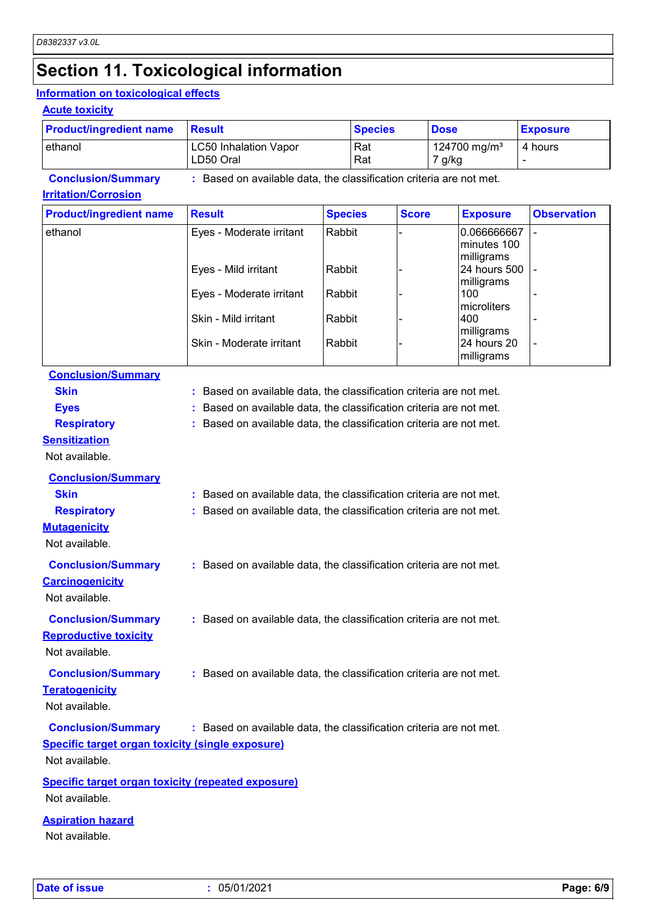# Section 11. Toxicological information

## Information on toxicological effects

### Acute toxicity

| Product/ingredient name | Result | Species | Dose | Exposure |
|---|---|---|---|---|
| ethanol | LC50 Inhalation Vapor<br>LD50 Oral | Rat<br>Rat | 124700 mg/m³<br>7 g/kg | 4 hours<br>- |

**Conclusion/Summary** : Based on available data, the classification criteria are not met.

### Irritation/Corrosion

| Product/ingredient name | Result | Species | Score | Exposure | Observation |
|---|---|---|---|---|---|
| ethanol | Eyes - Moderate irritant | Rabbit | - | 0.066666667 minutes 100 milligrams | - |
| | Eyes - Mild irritant | Rabbit | - | 24 hours 500 milligrams | - |
| | Eyes - Moderate irritant | Rabbit | - | 100 microliters | - |
| | Skin - Mild irritant | Rabbit | - | 400 milligrams | - |
| | Skin - Moderate irritant | Rabbit | - | 24 hours 20 milligrams | - |

**Conclusion/Summary**

**Skin** : Based on available data, the classification criteria are not met.

**Eyes** : Based on available data, the classification criteria are not met.

**Respiratory** : Based on available data, the classification criteria are not met.

### Sensitization

Not available.

**Conclusion/Summary**

**Skin** : Based on available data, the classification criteria are not met.

**Respiratory** : Based on available data, the classification criteria are not met.

### Mutagenicity

Not available.

**Conclusion/Summary** : Based on available data, the classification criteria are not met.

### Carcinogenicity

Not available.

**Conclusion/Summary** : Based on available data, the classification criteria are not met.

### Reproductive toxicity

Not available.

**Conclusion/Summary** : Based on available data, the classification criteria are not met.

### Teratogenicity

Not available.

**Conclusion/Summary** : Based on available data, the classification criteria are not met.

### Specific target organ toxicity (single exposure)

Not available.

### Specific target organ toxicity (repeated exposure)

Not available.

### Aspiration hazard

Not available.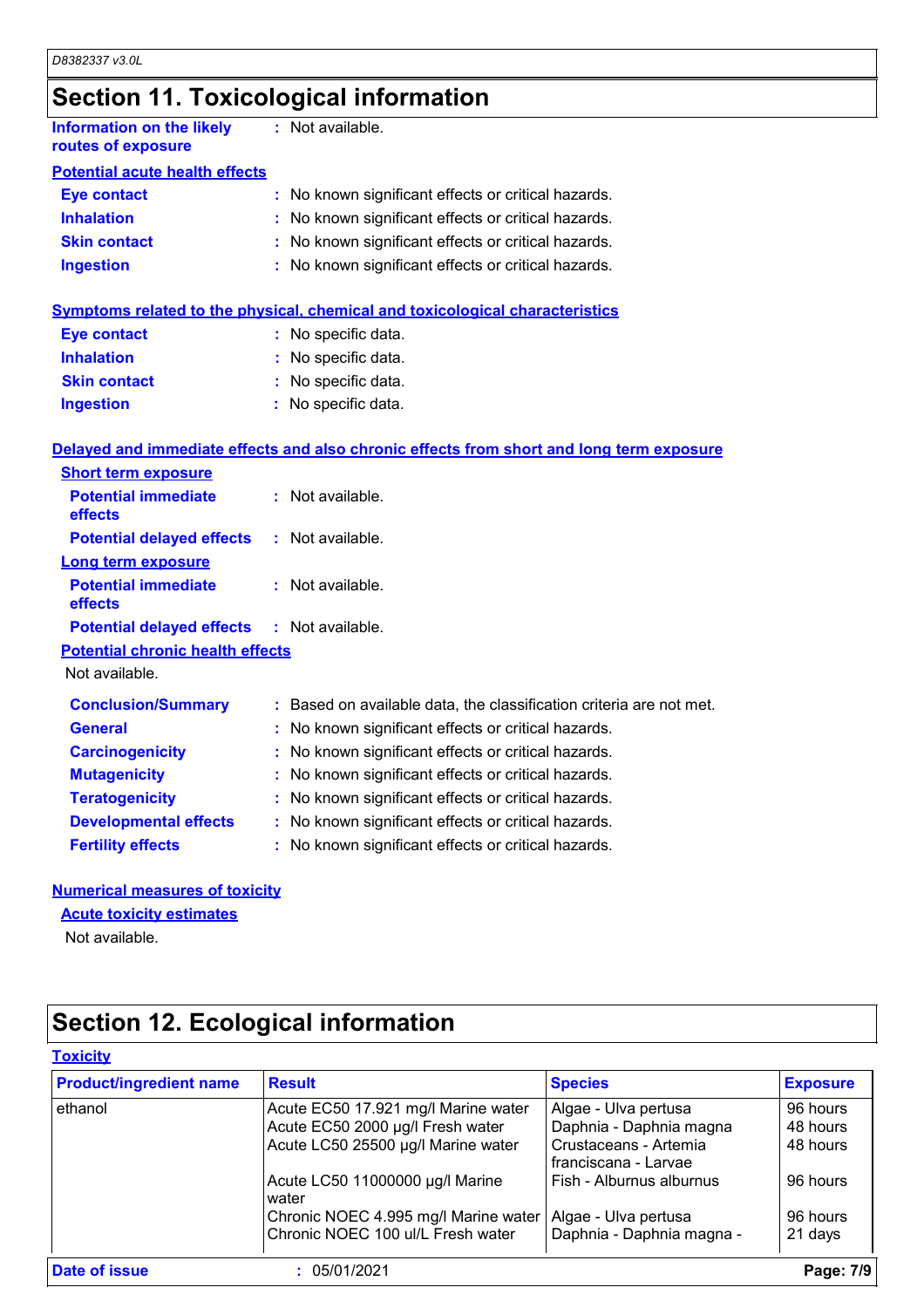# Section 11. Toxicological information

**Information on the likely routes of exposure** : Not available.

**Potential acute health effects**

**Eye contact** : No known significant effects or critical hazards.
**Inhalation** : No known significant effects or critical hazards.
**Skin contact** : No known significant effects or critical hazards.
**Ingestion** : No known significant effects or critical hazards.

**Symptoms related to the physical, chemical and toxicological characteristics**

**Eye contact** : No specific data.
**Inhalation** : No specific data.
**Skin contact** : No specific data.
**Ingestion** : No specific data.

**Delayed and immediate effects and also chronic effects from short and long term exposure**

**Short term exposure**

**Potential immediate effects** : Not available.
**Potential delayed effects** : Not available.

**Long term exposure**

**Potential immediate effects** : Not available.
**Potential delayed effects** : Not available.

**Potential chronic health effects**

Not available.

**Conclusion/Summary** : Based on available data, the classification criteria are not met.
**General** : No known significant effects or critical hazards.
**Carcinogenicity** : No known significant effects or critical hazards.
**Mutagenicity** : No known significant effects or critical hazards.
**Teratogenicity** : No known significant effects or critical hazards.
**Developmental effects** : No known significant effects or critical hazards.
**Fertility effects** : No known significant effects or critical hazards.

**Numerical measures of toxicity**

**Acute toxicity estimates**

Not available.

# Section 12. Ecological information

**Toxicity**

| Product/ingredient name | Result | Species | Exposure |
|---|---|---|---|
| ethanol | Acute EC50 17.921 mg/l Marine water | Algae - Ulva pertusa | 96 hours |
| | Acute EC50 2000 µg/l Fresh water | Daphnia - Daphnia magna | 48 hours |
| | Acute LC50 25500 µg/l Marine water | Crustaceans - Artemia franciscana - Larvae | 48 hours |
| | Acute LC50 11000000 µg/l Marine water | Fish - Alburnus alburnus | 96 hours |
| | Chronic NOEC 4.995 mg/l Marine water | Algae - Ulva pertusa | 96 hours |
| | Chronic NOEC 100 ul/L Fresh water | Daphnia - Daphnia magna - | 21 days |

**Date of issue** : 05/01/2021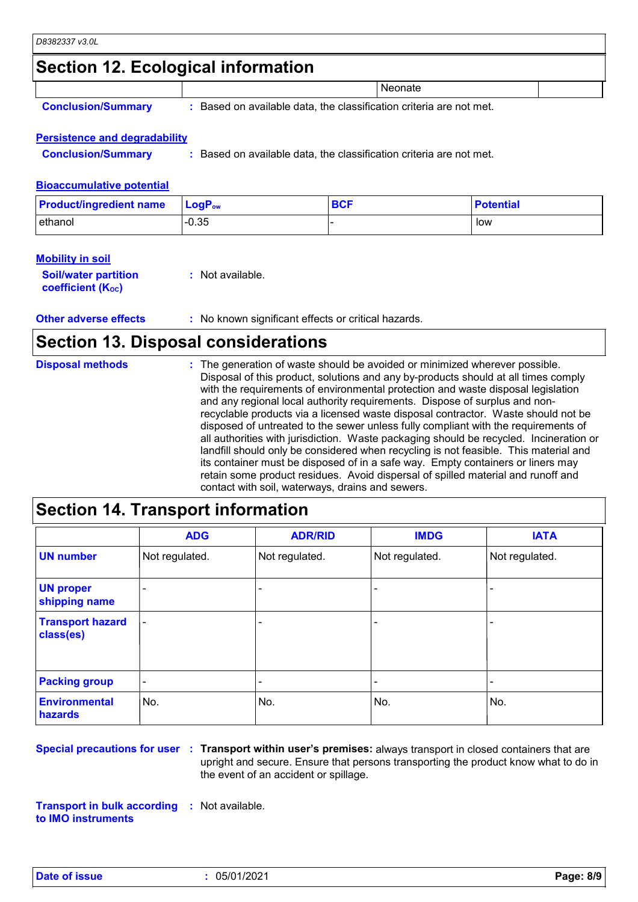## Section 12. Ecological information

| | | Neonate | |
|---|---|---|---|

**Conclusion/Summary** : Based on available data, the classification criteria are not met.

### Persistence and degradability

**Conclusion/Summary** : Based on available data, the classification criteria are not met.

### Bioaccumulative potential

| Product/ingredient name | $LogP_{ow}$ | BCF | Potential |
|---|---|---|---|
| ethanol | -0.35 | - | low |

### Mobility in soil

**Soil/water partition coefficient ($K_{OC}$)** : Not available.

**Other adverse effects** : No known significant effects or critical hazards.

## Section 13. Disposal considerations

**Disposal methods** : The generation of waste should be avoided or minimized wherever possible. Disposal of this product, solutions and any by-products should at all times comply with the requirements of environmental protection and waste disposal legislation and any regional local authority requirements. Dispose of surplus and non-recyclable products via a licensed waste disposal contractor. Waste should not be disposed of untreated to the sewer unless fully compliant with the requirements of all authorities with jurisdiction. Waste packaging should be recycled. Incineration or landfill should only be considered when recycling is not feasible. This material and its container must be disposed of in a safe way. Empty containers or liners may retain some product residues. Avoid dispersal of spilled material and runoff and contact with soil, waterways, drains and sewers.

## Section 14. Transport information

| | ADG | ADR/RID | IMDG | IATA |
|---|---|---|---|---|
| **UN number** | Not regulated. | Not regulated. | Not regulated. | Not regulated. |
| **UN proper shipping name** | - | - | - | - |
| **Transport hazard class(es)** | - | - | - | - |
| **Packing group** | - | - | - | - |
| **Environmental hazards** | No. | No. | No. | No. |

**Special precautions for user** : **Transport within user's premises:** always transport in closed containers that are upright and secure. Ensure that persons transporting the product know what to do in the event of an accident or spillage.

**Transport in bulk according to IMO instruments** : Not available.

**Date of issue** : 05/01/2021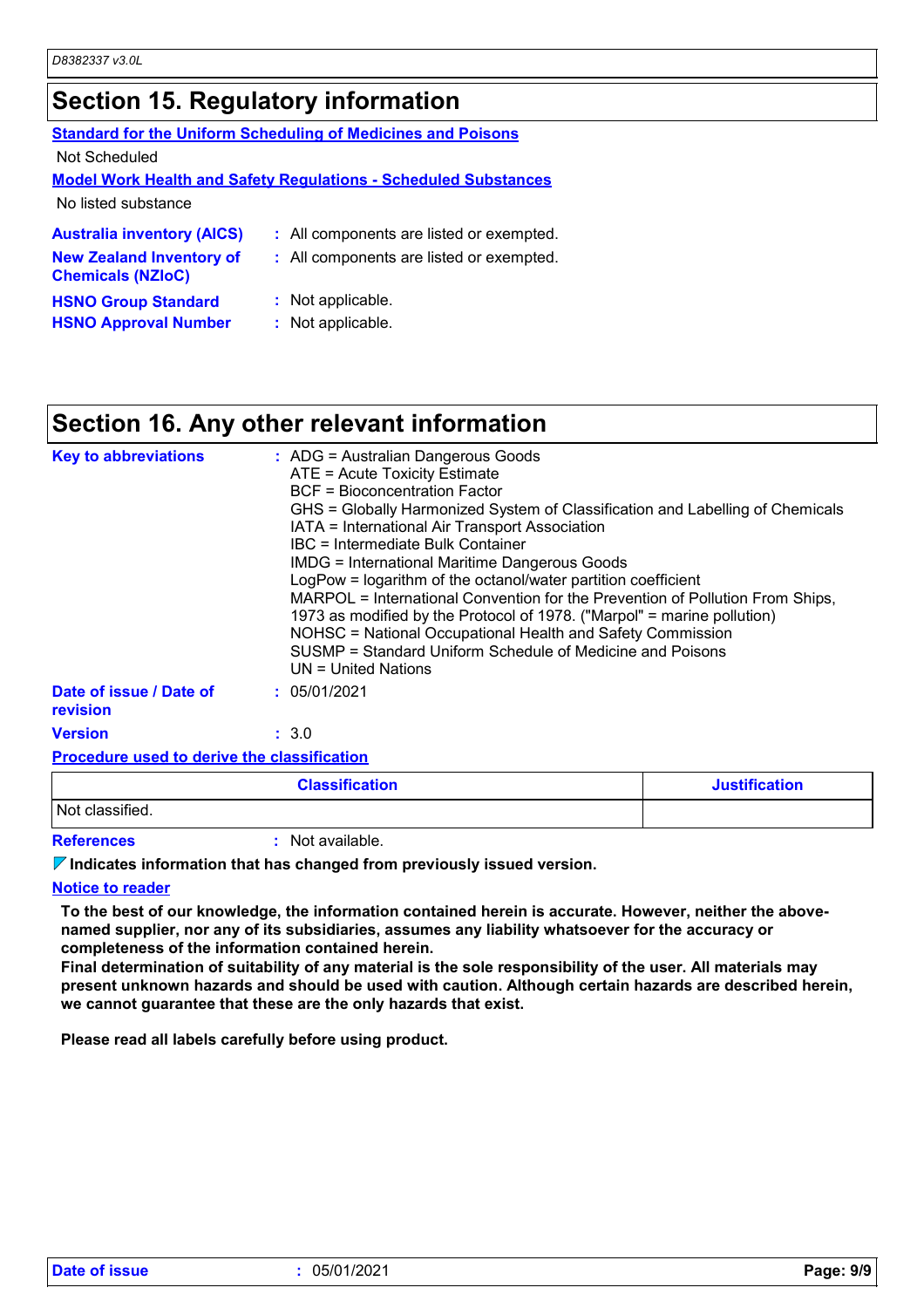## Section 15. Regulatory information

**Standard for the Uniform Scheduling of Medicines and Poisons**

Not Scheduled

**Model Work Health and Safety Regulations - Scheduled Substances**

No listed substance

**Australia inventory (AICS)** : All components are listed or exempted.

**New Zealand Inventory of Chemicals (NZIoC)** : All components are listed or exempted.

**HSNO Group Standard** : Not applicable.

**HSNO Approval Number** : Not applicable.

## Section 16. Any other relevant information

**Key to abbreviations** :
ADG = Australian Dangerous Goods
ATE = Acute Toxicity Estimate
BCF = Bioconcentration Factor
GHS = Globally Harmonized System of Classification and Labelling of Chemicals
IATA = International Air Transport Association
IBC = Intermediate Bulk Container
IMDG = International Maritime Dangerous Goods
LogPow = logarithm of the octanol/water partition coefficient
MARPOL = International Convention for the Prevention of Pollution From Ships, 1973 as modified by the Protocol of 1978. ("Marpol" = marine pollution)
NOHSC = National Occupational Health and Safety Commission
SUSMP = Standard Uniform Schedule of Medicine and Poisons
UN = United Nations

**Date of issue / Date of revision** : 05/01/2021

**Version** : 3.0

**Procedure used to derive the classification**

| Classification | Justification |
| --- | --- |
| Not classified. | |

**References** : Not available.

**Indicates information that has changed from previously issued version.**

**Notice to reader**

**To the best of our knowledge, the information contained herein is accurate. However, neither the above-named supplier, nor any of its subsidiaries, assumes any liability whatsoever for the accuracy or completeness of the information contained herein.**
**Final determination of suitability of any material is the sole responsibility of the user. All materials may present unknown hazards and should be used with caution. Although certain hazards are described herein, we cannot guarantee that these are the only hazards that exist.**

**Please read all labels carefully before using product.**